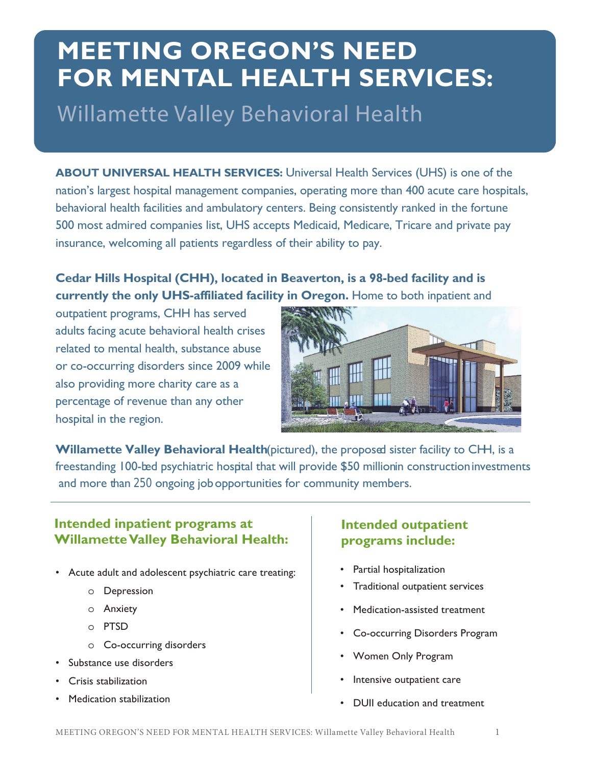# MEETING OREGON'S NEED FOR MENTAL HEALTH SERVICES:

## Willamette Valley Behavioral Health

**ABOUT UNIVERSAL HEALTH SERVICES:** Universal Health Services (UHS) is one of the nation's largest hospital management companies, operating more than 400 acute care hospitals, behavioral health facilities and ambulatory centers. Being consistently ranked in the fortune 500 most admired companies list, UHS accepts Medicaid, Medicare, Tricare and private pay insurance, welcoming all patients regardless of their ability to pay.

**Cedar Hills Hospital (CHH), located in Beaverton, is a 98-bed facility and is currently the only UHS-affiliated facility in Oregon.** Home to both inpatient and outpatient programs, CHH has served adults facing acute behavioral health crises related to mental health, substance abuse or co-occurring disorders since 2009 while also providing more charity care as a percentage of revenue than any other hospital in the region.

**Willamette Valley Behavioral Health** (pictured), the proposed sister facility to CHH, is a freestanding 100-bed psychiatric hospital that will provide $50 million in construction investments and more than 250 ongoing job opportunities for community members.

### Intended inpatient programs at Willamette Valley Behavioral Health:

- Acute adult and adolescent psychiatric care treating:
  - Depression
  - Anxiety
  - PTSD
  - Co-occurring disorders
- Substance use disorders
- Crisis stabilization
- Medication stabilization

### Intended outpatient programs include:

- Partial hospitalization
- Traditional outpatient services
- Medication-assisted treatment
- Co-occurring Disorders Program
- Women Only Program
- Intensive outpatient care
- DUII education and treatment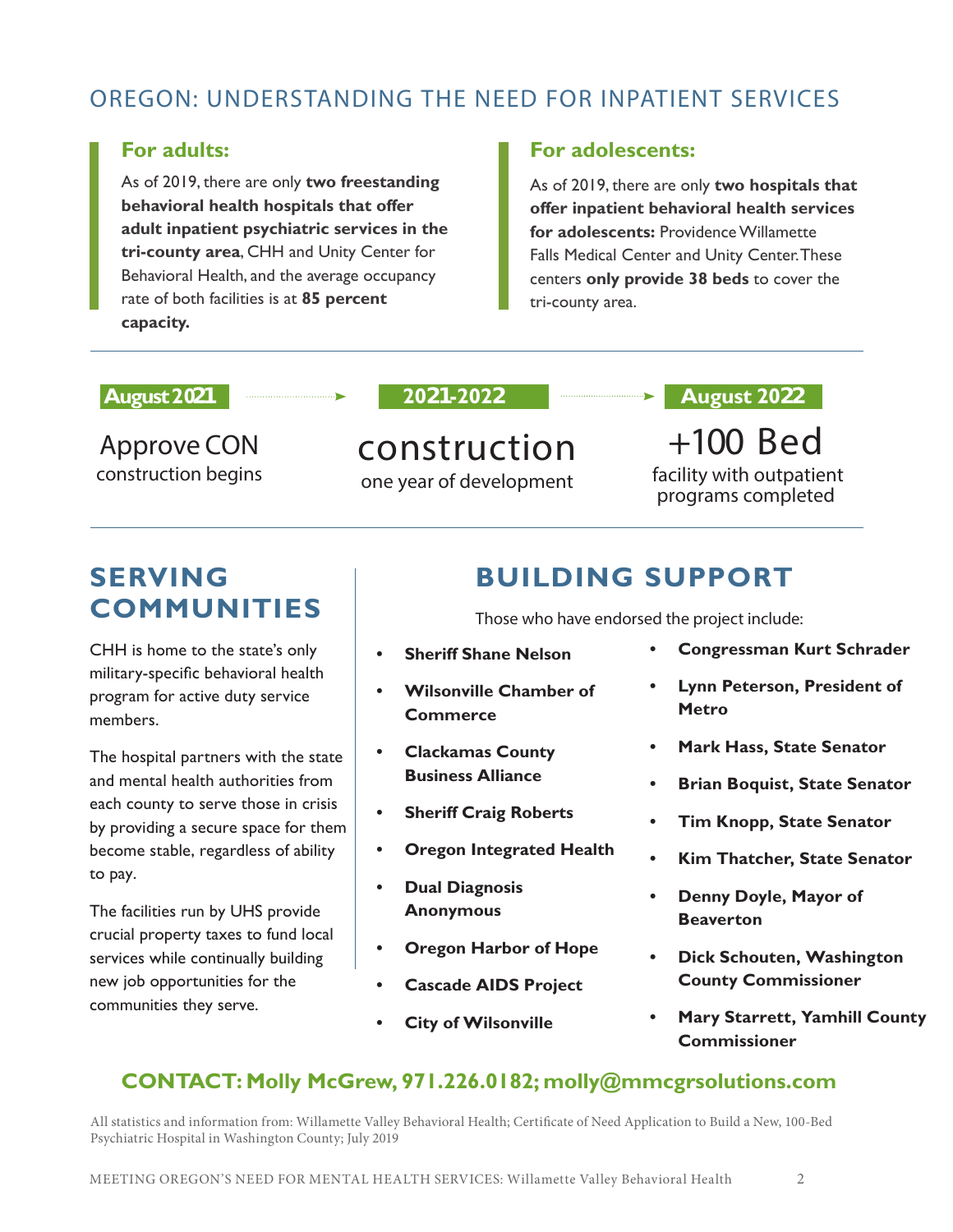# OREGON: UNDERSTANDING THE NEED FOR INPATIENT SERVICES

### For adults:

As of 2019, there are only **two freestanding behavioral health hospitals that offer adult inpatient psychiatric services in the tri-county area**, CHH and Unity Center for Behavioral Health, and the average occupancy rate of both facilities is at **85 percent capacity.**

### For adolescents:

As of 2019, there are only **two hospitals that offer inpatient behavioral health services for adolescents:** Providence Willamette Falls Medical Center and Unity Center. These centers **only provide 38 beds** to cover the tri-county area.

**August 2021** → **2021-2022** → **August 2022**

Approve CON
construction begins

construction
one year of development

+100 Bed
facility with outpatient programs completed

## SERVING COMMUNITIES

CHH is home to the state's only military-specific behavioral health program for active duty service members.

The hospital partners with the state and mental health authorities from each county to serve those in crisis by providing a secure space for them become stable, regardless of ability to pay.

The facilities run by UHS provide crucial property taxes to fund local services while continually building new job opportunities for the communities they serve.

## BUILDING SUPPORT

Those who have endorsed the project include:

- **Sheriff Shane Nelson**
- **Wilsonville Chamber of Commerce**
- **Clackamas County Business Alliance**
- **Sheriff Craig Roberts**
- **Oregon Integrated Health**
- **Dual Diagnosis Anonymous**
- **Oregon Harbor of Hope**
- **Cascade AIDS Project**
- **City of Wilsonville**
- **Congressman Kurt Schrader**
- **Lynn Peterson, President of Metro**
- **Mark Hass, State Senator**
- **Brian Boquist, State Senator**
- **Tim Knopp, State Senator**
- **Kim Thatcher, State Senator**
- **Denny Doyle, Mayor of Beaverton**
- **Dick Schouten, Washington County Commissioner**
- **Mary Starrett, Yamhill County Commissioner**

**CONTACT: Molly McGrew, 971.226.0182; molly@mmcgrsolutions.com**

All statistics and information from: Willamette Valley Behavioral Health; Certificate of Need Application to Build a New, 100-Bed Psychiatric Hospital in Washington County; July 2019